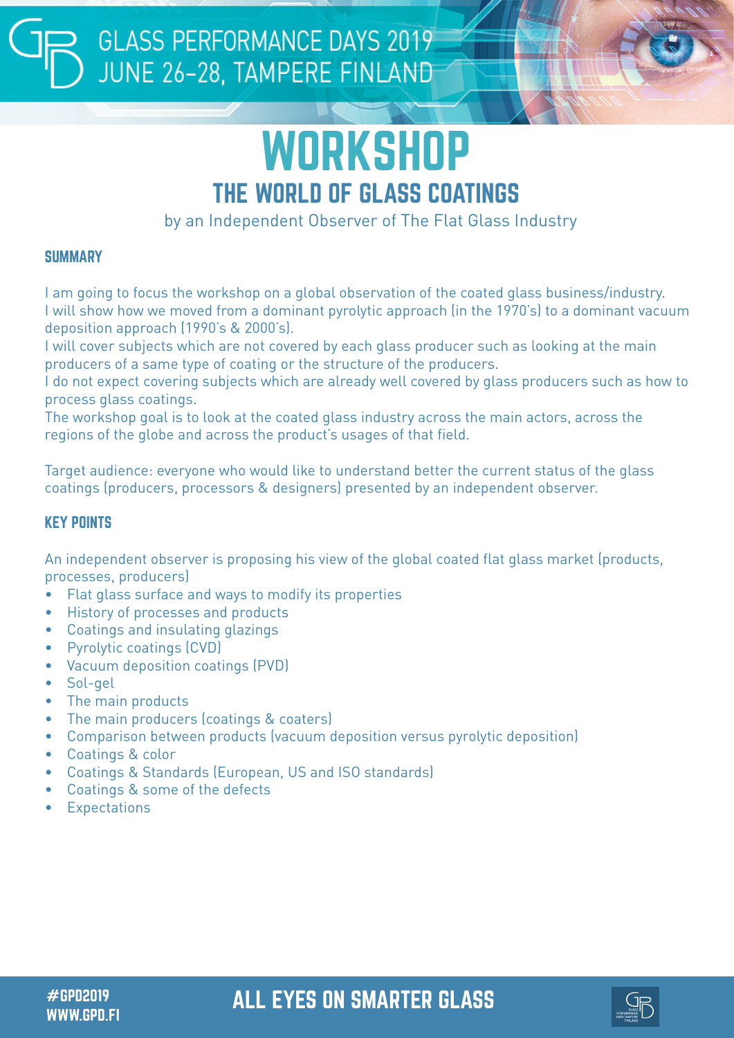# WORKSHOP

## THE WORLD OF GLASS COATINGS

by an Independent Observer of The Flat Glass Industry

### SUMMARY

I am going to focus the workshop on a global observation of the coated glass business/industry.
I will show how we moved from a dominant pyrolytic approach (in the 1970's) to a dominant vacuum deposition approach (1990's & 2000's).
I will cover subjects which are not covered by each glass producer such as looking at the main producers of a same type of coating or the structure of the producers.
I do not expect covering subjects which are already well covered by glass producers such as how to process glass coatings.
The workshop goal is to look at the coated glass industry across the main actors, across the regions of the globe and across the product's usages of that field.

Target audience: everyone who would like to understand better the current status of the glass coatings (producers, processors & designers) presented by an independent observer.

### KEY POINTS

An independent observer is proposing his view of the global coated flat glass market (products, processes, producers)

- Flat glass surface and ways to modify its properties
- History of processes and products
- Coatings and insulating glazings
- Pyrolytic coatings (CVD)
- Vacuum deposition coatings (PVD)
- Sol-gel
- The main products
- The main producers (coatings & coaters)
- Comparison between products (vacuum deposition versus pyrolytic deposition)
- Coatings & color
- Coatings & Standards (European, US and ISO standards)
- Coatings & some of the defects
- Expectations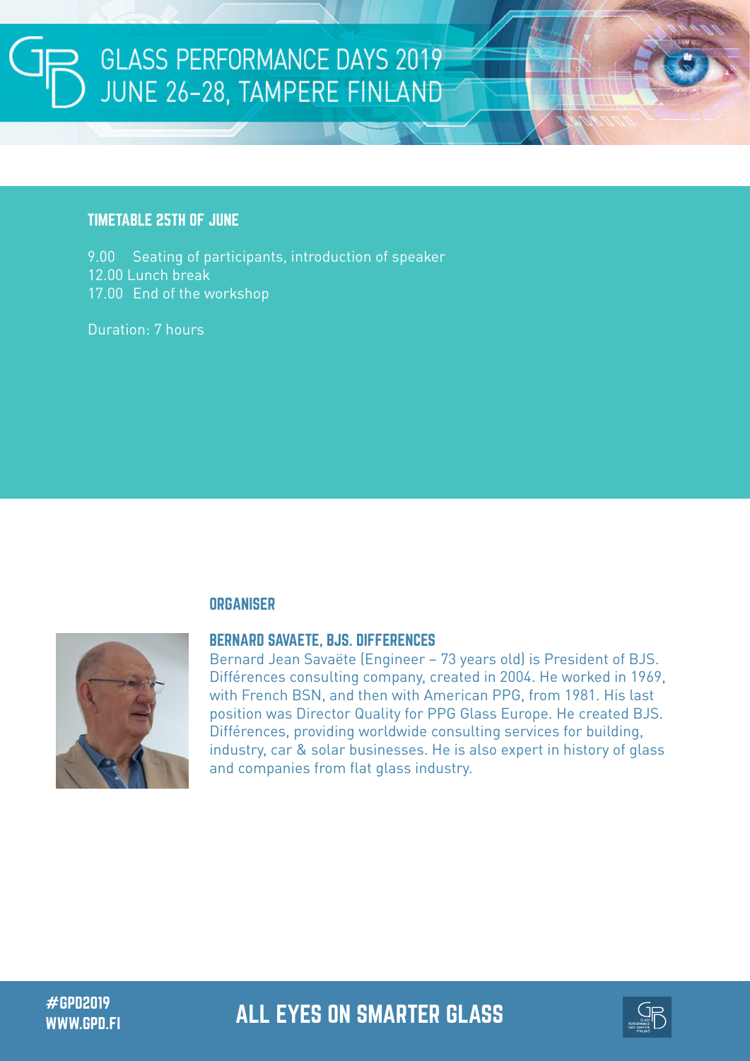# GLASS PERFORMANCE DAYS 2019
JUNE 26–28, TAMPERE FINLAND

## TIMETABLE 25TH OF JUNE

9.00 Seating of participants, introduction of speaker
12.00 Lunch break
17.00 End of the workshop

Duration: 7 hours

## ORGANISER

### BERNARD SAVAETE, BJS. DIFFERENCES

Bernard Jean Savaëte (Engineer – 73 years old) is President of BJS. Différences consulting company, created in 2004. He worked in 1969, with French BSN, and then with American PPG, from 1981. His last position was Director Quality for PPG Glass Europe. He created BJS. Différences, providing worldwide consulting services for building, industry, car & solar businesses. He is also expert in history of glass and companies from flat glass industry.

#GPD2019
WWW.GPD.FI

ALL EYES ON SMARTER GLASS